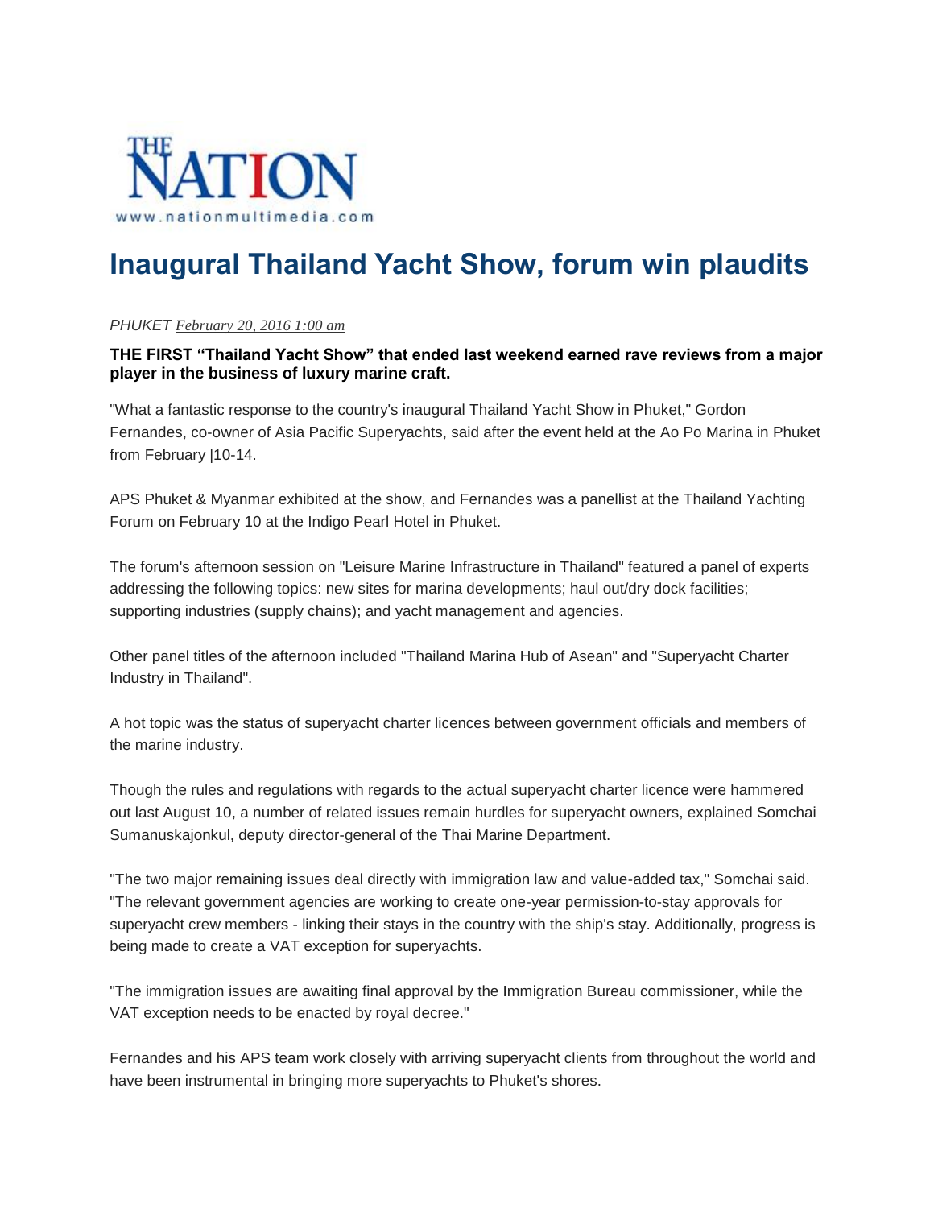THE NATION
www.nationmultimedia.com

# Inaugural Thailand Yacht Show, forum win plaudits

*PHUKET February 20, 2016 1:00 am*

**THE FIRST "Thailand Yacht Show" that ended last weekend earned rave reviews from a major player in the business of luxury marine craft.**

"What a fantastic response to the country's inaugural Thailand Yacht Show in Phuket," Gordon Fernandes, co-owner of Asia Pacific Superyachts, said after the event held at the Ao Po Marina in Phuket from February |10-14.

APS Phuket & Myanmar exhibited at the show, and Fernandes was a panellist at the Thailand Yachting Forum on February 10 at the Indigo Pearl Hotel in Phuket.

The forum's afternoon session on "Leisure Marine Infrastructure in Thailand" featured a panel of experts addressing the following topics: new sites for marina developments; haul out/dry dock facilities; supporting industries (supply chains); and yacht management and agencies.

Other panel titles of the afternoon included "Thailand Marina Hub of Asean" and "Superyacht Charter Industry in Thailand".

A hot topic was the status of superyacht charter licences between government officials and members of the marine industry.

Though the rules and regulations with regards to the actual superyacht charter licence were hammered out last August 10, a number of related issues remain hurdles for superyacht owners, explained Somchai Sumanuskajonkul, deputy director-general of the Thai Marine Department.

"The two major remaining issues deal directly with immigration law and value-added tax," Somchai said. "The relevant government agencies are working to create one-year permission-to-stay approvals for superyacht crew members - linking their stays in the country with the ship's stay. Additionally, progress is being made to create a VAT exception for superyachts.

"The immigration issues are awaiting final approval by the Immigration Bureau commissioner, while the VAT exception needs to be enacted by royal decree."

Fernandes and his APS team work closely with arriving superyacht clients from throughout the world and have been instrumental in bringing more superyachts to Phuket's shores.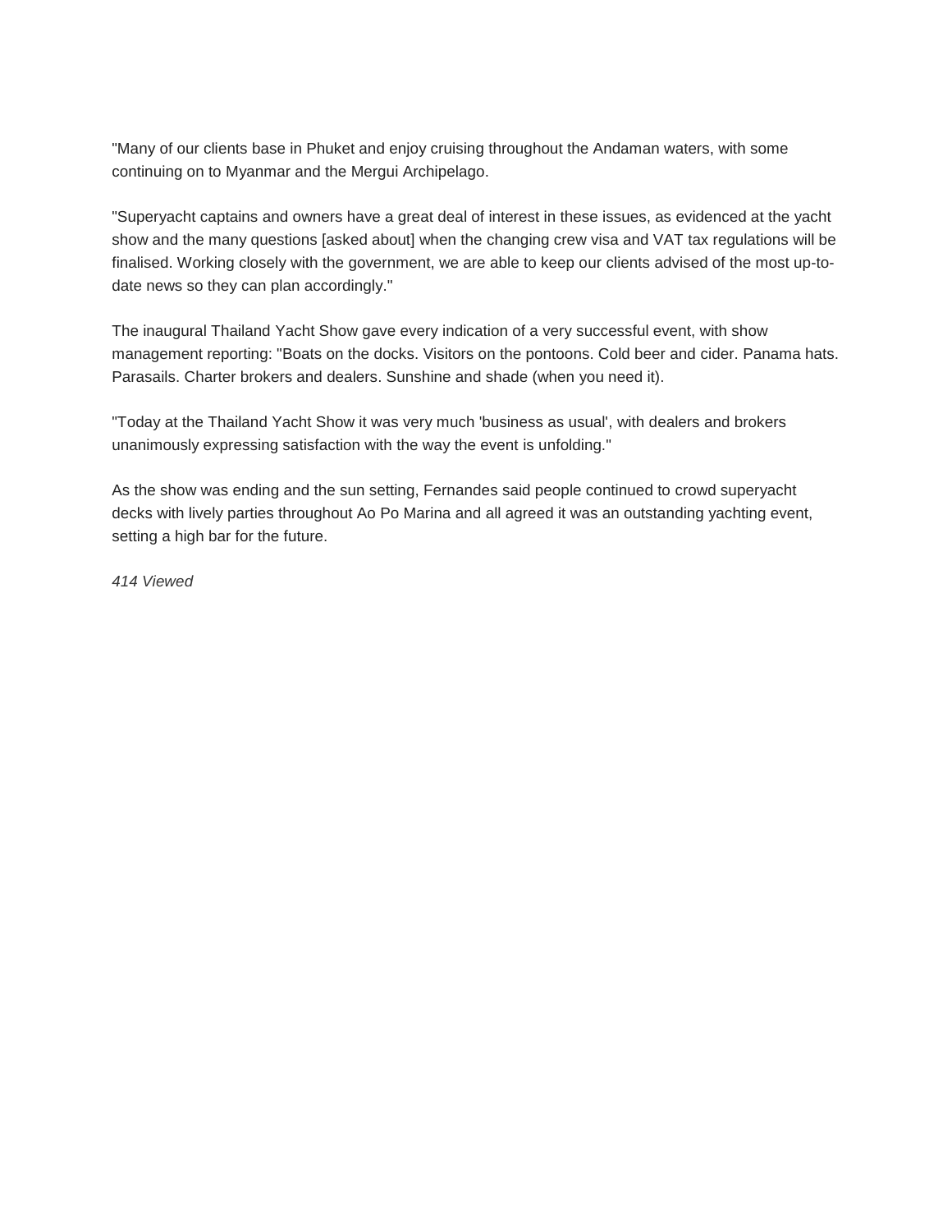"Many of our clients base in Phuket and enjoy cruising throughout the Andaman waters, with some continuing on to Myanmar and the Mergui Archipelago.

"Superyacht captains and owners have a great deal of interest in these issues, as evidenced at the yacht show and the many questions [asked about] when the changing crew visa and VAT tax regulations will be finalised. Working closely with the government, we are able to keep our clients advised of the most up-to-date news so they can plan accordingly."

The inaugural Thailand Yacht Show gave every indication of a very successful event, with show management reporting: "Boats on the docks. Visitors on the pontoons. Cold beer and cider. Panama hats. Parasails. Charter brokers and dealers. Sunshine and shade (when you need it).

"Today at the Thailand Yacht Show it was very much 'business as usual', with dealers and brokers unanimously expressing satisfaction with the way the event is unfolding."

As the show was ending and the sun setting, Fernandes said people continued to crowd superyacht decks with lively parties throughout Ao Po Marina and all agreed it was an outstanding yachting event, setting a high bar for the future.

*414 Viewed*